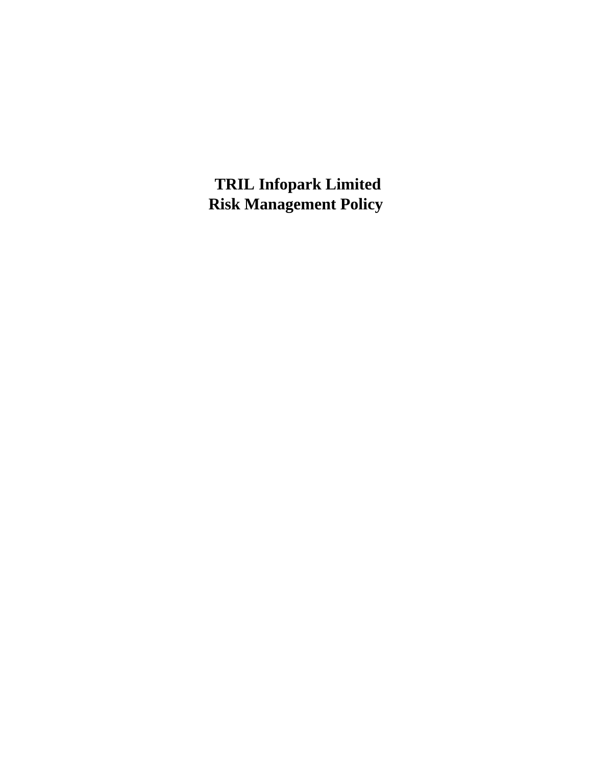# TRIL Infopark Limited
# Risk Management Policy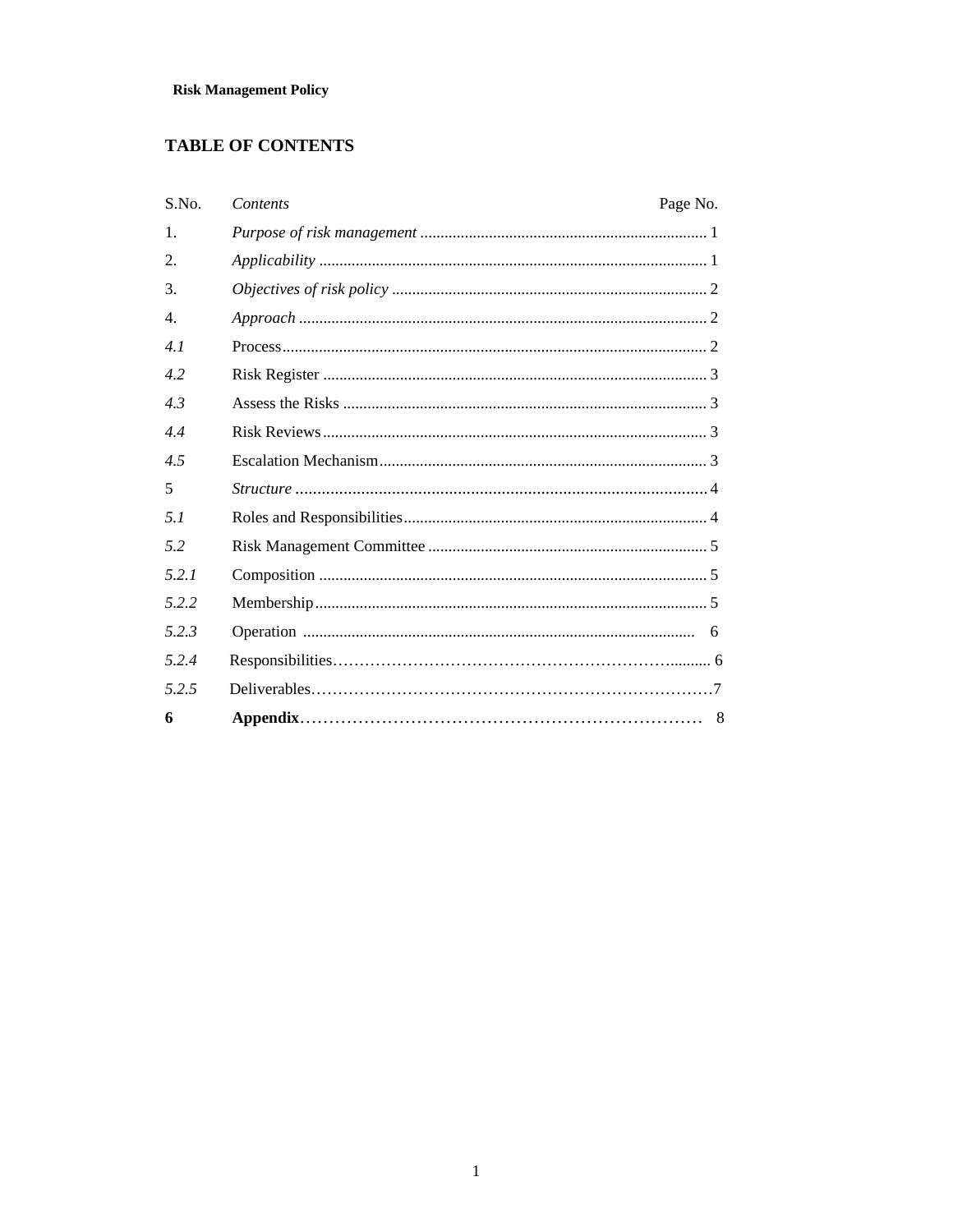**Risk Management Policy**

## TABLE OF CONTENTS

| S.No. | *Contents* | Page No. |
|---|---|---|
| 1. | *Purpose of risk management* | 1 |
| 2. | *Applicability* | 1 |
| 3. | *Objectives of risk policy* | 2 |
| 4. | *Approach* | 2 |
| *4.1* | Process | 2 |
| *4.2* | Risk Register | 3 |
| *4.3* | Assess the Risks | 3 |
| *4.4* | Risk Reviews | 3 |
| *4.5* | Escalation Mechanism | 3 |
| 5 | *Structure* | 4 |
| *5.1* | Roles and Responsibilities | 4 |
| *5.2* | Risk Management Committee | 5 |
| *5.2.1* | Composition | 5 |
| *5.2.2* | Membership | 5 |
| *5.2.3* | Operation | 6 |
| *5.2.4* | Responsibilities | 6 |
| *5.2.5* | Deliverables | 7 |
| **6** | **Appendix** | 8 |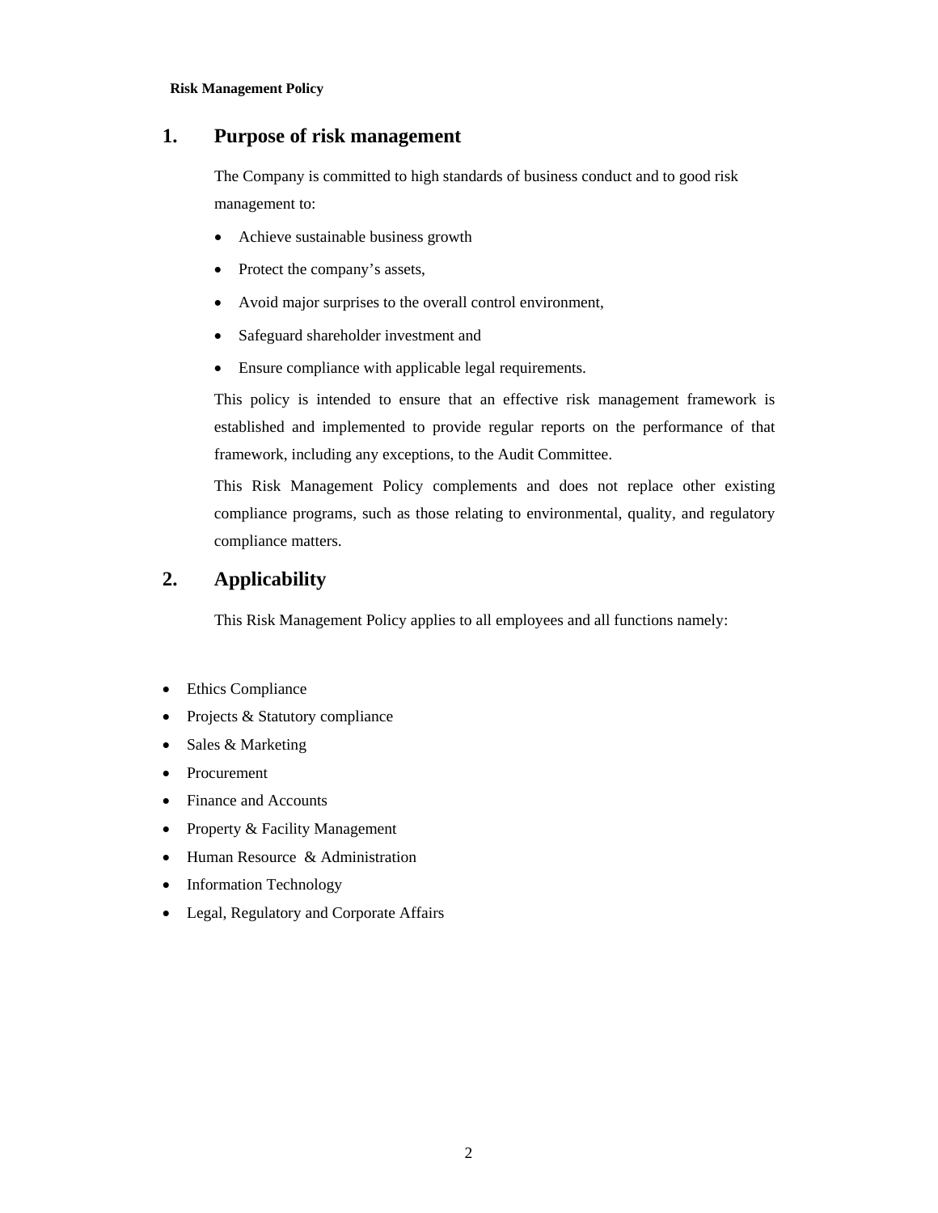## 1. Purpose of risk management

The Company is committed to high standards of business conduct and to good risk management to:

- Achieve sustainable business growth
- Protect the company's assets,
- Avoid major surprises to the overall control environment,
- Safeguard shareholder investment and
- Ensure compliance with applicable legal requirements.

This policy is intended to ensure that an effective risk management framework is established and implemented to provide regular reports on the performance of that framework, including any exceptions, to the Audit Committee.

This Risk Management Policy complements and does not replace other existing compliance programs, such as those relating to environmental, quality, and regulatory compliance matters.

## 2. Applicability

This Risk Management Policy applies to all employees and all functions namely:

- Ethics Compliance
- Projects & Statutory compliance
- Sales & Marketing
- Procurement
- Finance and Accounts
- Property & Facility Management
- Human Resource & Administration
- Information Technology
- Legal, Regulatory and Corporate Affairs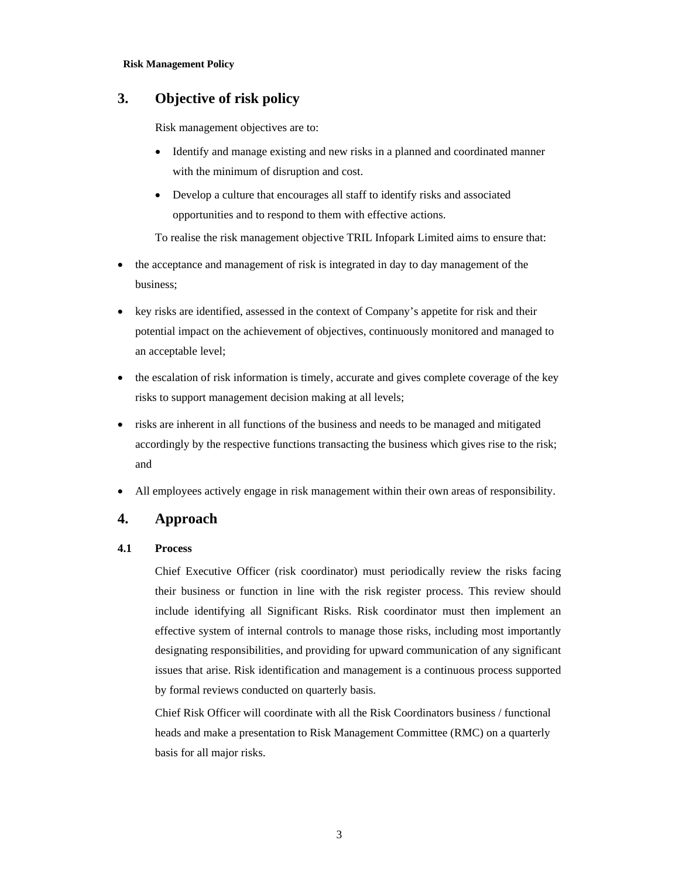## 3. Objective of risk policy

Risk management objectives are to:

- Identify and manage existing and new risks in a planned and coordinated manner with the minimum of disruption and cost.
- Develop a culture that encourages all staff to identify risks and associated opportunities and to respond to them with effective actions.

To realise the risk management objective TRIL Infopark Limited aims to ensure that:

- the acceptance and management of risk is integrated in day to day management of the business;
- key risks are identified, assessed in the context of Company's appetite for risk and their potential impact on the achievement of objectives, continuously monitored and managed to an acceptable level;
- the escalation of risk information is timely, accurate and gives complete coverage of the key risks to support management decision making at all levels;
- risks are inherent in all functions of the business and needs to be managed and mitigated accordingly by the respective functions transacting the business which gives rise to the risk; and
- All employees actively engage in risk management within their own areas of responsibility.

## 4. Approach

### 4.1 Process

Chief Executive Officer (risk coordinator) must periodically review the risks facing their business or function in line with the risk register process. This review should include identifying all Significant Risks. Risk coordinator must then implement an effective system of internal controls to manage those risks, including most importantly designating responsibilities, and providing for upward communication of any significant issues that arise. Risk identification and management is a continuous process supported by formal reviews conducted on quarterly basis.

Chief Risk Officer will coordinate with all the Risk Coordinators business / functional heads and make a presentation to Risk Management Committee (RMC) on a quarterly basis for all major risks.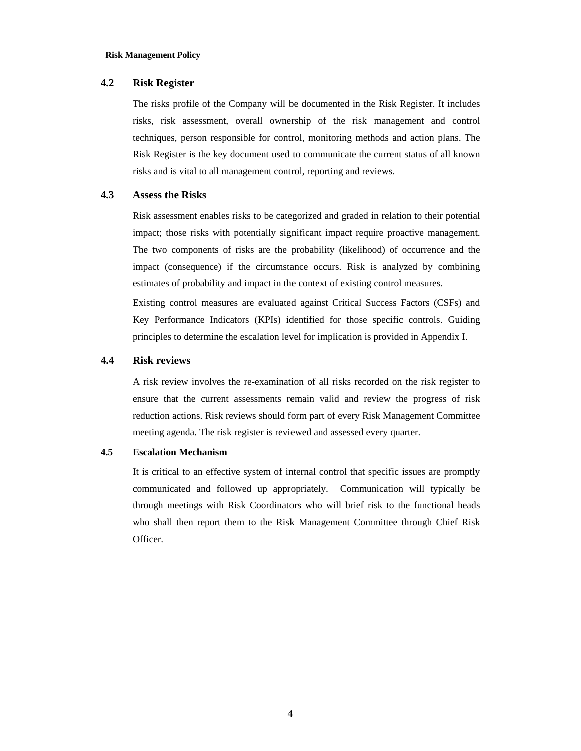### 4.2 Risk Register

The risks profile of the Company will be documented in the Risk Register. It includes risks, risk assessment, overall ownership of the risk management and control techniques, person responsible for control, monitoring methods and action plans. The Risk Register is the key document used to communicate the current status of all known risks and is vital to all management control, reporting and reviews.

### 4.3 Assess the Risks

Risk assessment enables risks to be categorized and graded in relation to their potential impact; those risks with potentially significant impact require proactive management. The two components of risks are the probability (likelihood) of occurrence and the impact (consequence) if the circumstance occurs. Risk is analyzed by combining estimates of probability and impact in the context of existing control measures.

Existing control measures are evaluated against Critical Success Factors (CSFs) and Key Performance Indicators (KPIs) identified for those specific controls. Guiding principles to determine the escalation level for implication is provided in Appendix I.

### 4.4 Risk reviews

A risk review involves the re-examination of all risks recorded on the risk register to ensure that the current assessments remain valid and review the progress of risk reduction actions. Risk reviews should form part of every Risk Management Committee meeting agenda. The risk register is reviewed and assessed every quarter.

#### 4.5 Escalation Mechanism

It is critical to an effective system of internal control that specific issues are promptly communicated and followed up appropriately. Communication will typically be through meetings with Risk Coordinators who will brief risk to the functional heads who shall then report them to the Risk Management Committee through Chief Risk Officer.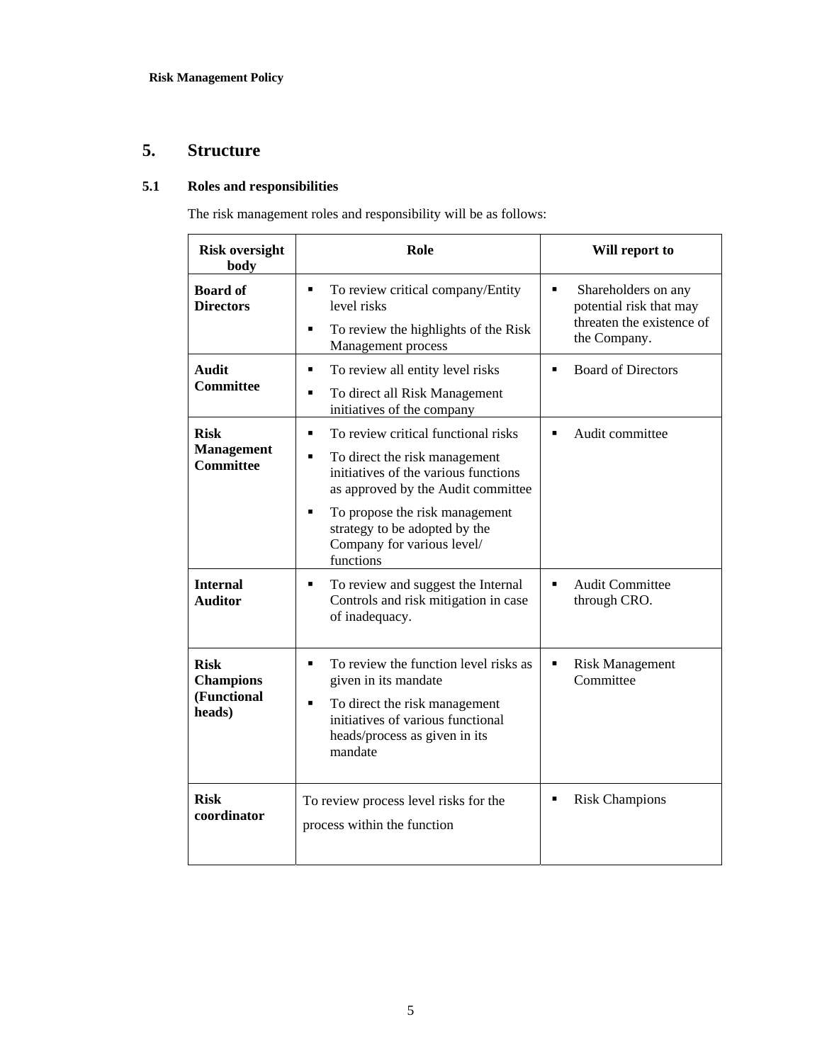## 5. Structure

### 5.1 Roles and responsibilities

The risk management roles and responsibility will be as follows:

| Risk oversight body | Role | Will report to |
|---|---|---|
| **Board of Directors** | ▪ To review critical company/Entity level risks<br>▪ To review the highlights of the Risk Management process | ▪ Shareholders on any potential risk that may threaten the existence of the Company. |
| **Audit Committee** | ▪ To review all entity level risks<br>▪ To direct all Risk Management initiatives of the company | ▪ Board of Directors |
| **Risk Management Committee** | ▪ To review critical functional risks<br>▪ To direct the risk management initiatives of the various functions as approved by the Audit committee<br>▪ To propose the risk management strategy to be adopted by the Company for various level/ functions | ▪ Audit committee |
| **Internal Auditor** | ▪ To review and suggest the Internal Controls and risk mitigation in case of inadequacy. | ▪ Audit Committee through CRO. |
| **Risk Champions (Functional heads)** | ▪ To review the function level risks as given in its mandate<br>▪ To direct the risk management initiatives of various functional heads/process as given in its mandate | ▪ Risk Management Committee |
| **Risk coordinator** | To review process level risks for the process within the function | ▪ Risk Champions |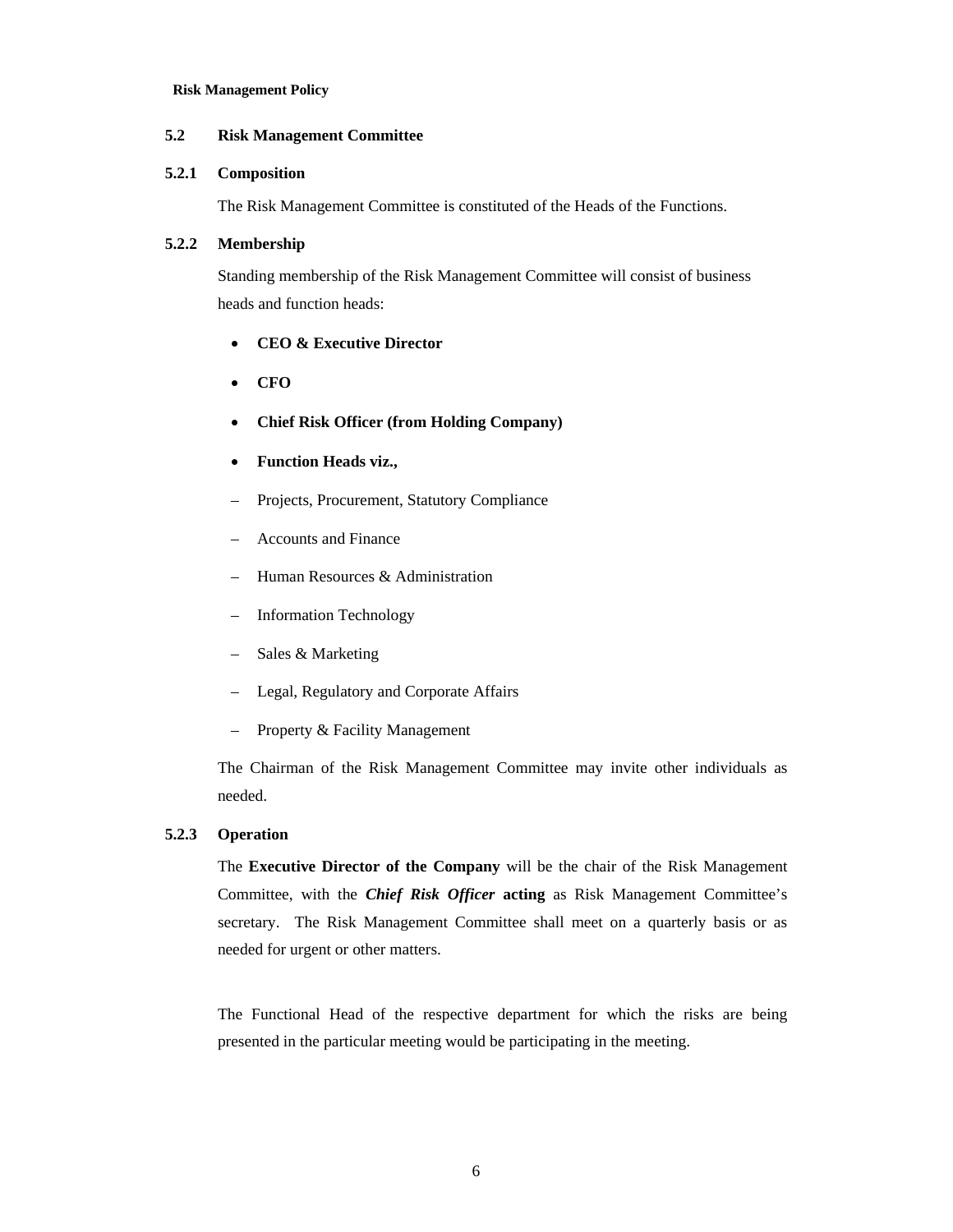## 5.2 Risk Management Committee

### 5.2.1 Composition

The Risk Management Committee is constituted of the Heads of the Functions.

### 5.2.2 Membership

Standing membership of the Risk Management Committee will consist of business heads and function heads:

- **CEO & Executive Director**
- **CFO**
- **Chief Risk Officer (from Holding Company)**
- **Function Heads viz.,**
  - Projects, Procurement, Statutory Compliance
  - Accounts and Finance
  - Human Resources & Administration
  - Information Technology
  - Sales & Marketing
  - Legal, Regulatory and Corporate Affairs
  - Property & Facility Management

The Chairman of the Risk Management Committee may invite other individuals as needed.

### 5.2.3 Operation

The **Executive Director of the Company** will be the chair of the Risk Management Committee, with the ***Chief Risk Officer*** **acting** as Risk Management Committee's secretary. The Risk Management Committee shall meet on a quarterly basis or as needed for urgent or other matters.

The Functional Head of the respective department for which the risks are being presented in the particular meeting would be participating in the meeting.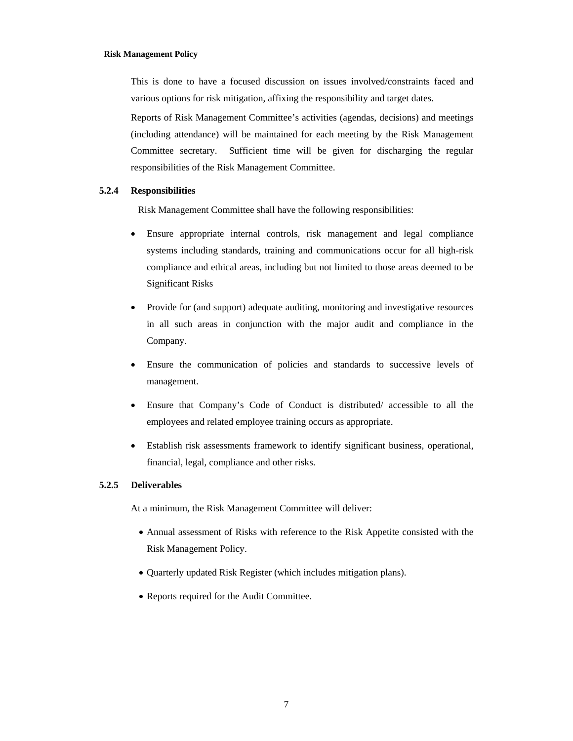This is done to have a focused discussion on issues involved/constraints faced and various options for risk mitigation, affixing the responsibility and target dates.

Reports of Risk Management Committee's activities (agendas, decisions) and meetings (including attendance) will be maintained for each meeting by the Risk Management Committee secretary. Sufficient time will be given for discharging the regular responsibilities of the Risk Management Committee.

### 5.2.4 Responsibilities

Risk Management Committee shall have the following responsibilities:

- Ensure appropriate internal controls, risk management and legal compliance systems including standards, training and communications occur for all high-risk compliance and ethical areas, including but not limited to those areas deemed to be Significant Risks
- Provide for (and support) adequate auditing, monitoring and investigative resources in all such areas in conjunction with the major audit and compliance in the Company.
- Ensure the communication of policies and standards to successive levels of management.
- Ensure that Company's Code of Conduct is distributed/ accessible to all the employees and related employee training occurs as appropriate.
- Establish risk assessments framework to identify significant business, operational, financial, legal, compliance and other risks.

### 5.2.5 Deliverables

At a minimum, the Risk Management Committee will deliver:

- Annual assessment of Risks with reference to the Risk Appetite consisted with the Risk Management Policy.
- Quarterly updated Risk Register (which includes mitigation plans).
- Reports required for the Audit Committee.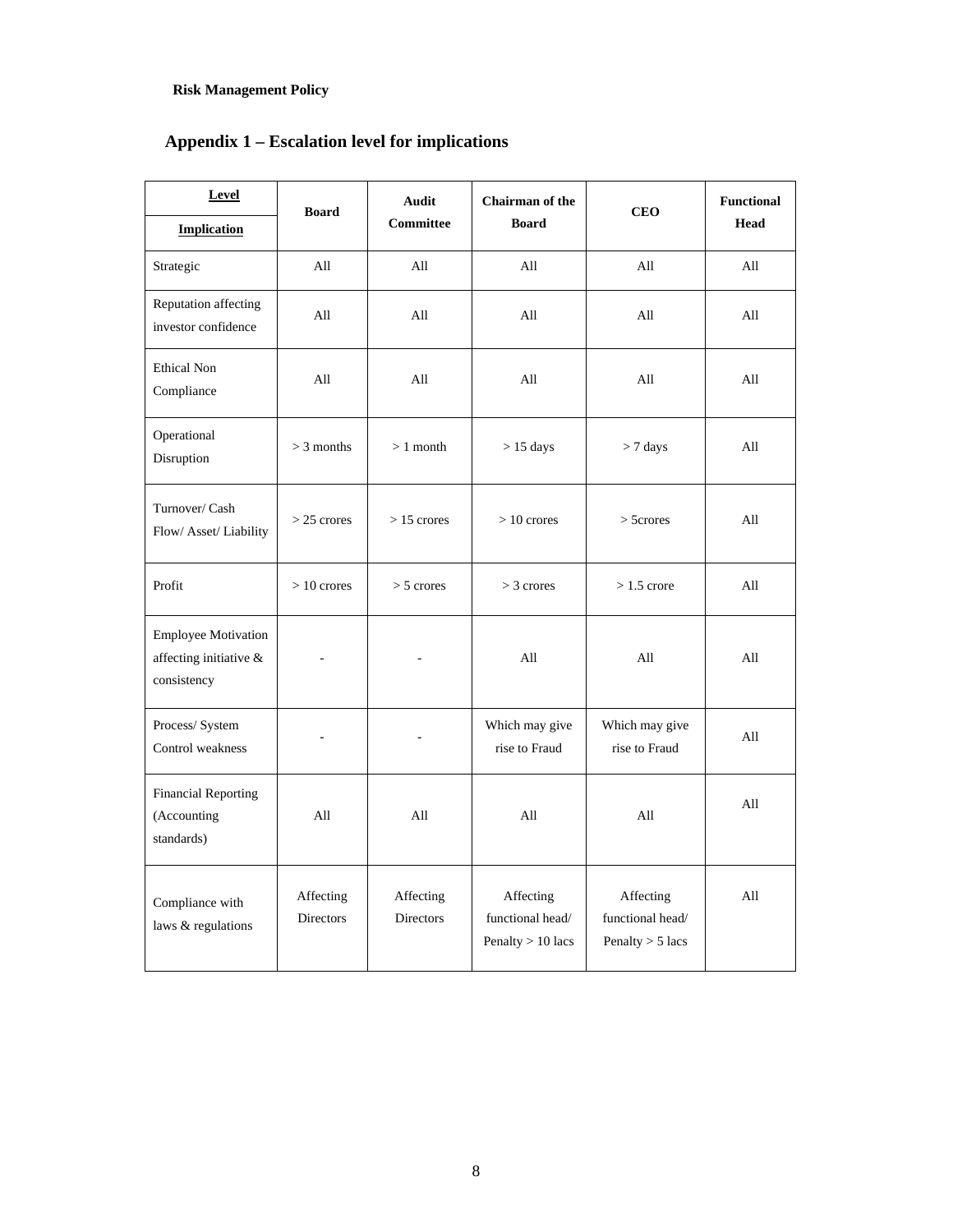## Appendix 1 – Escalation level for implications

| Level / Implication | Board | Audit Committee | Chairman of the Board | CEO | Functional Head |
|---|---|---|---|---|---|
| Strategic | All | All | All | All | All |
| Reputation affecting investor confidence | All | All | All | All | All |
| Ethical Non Compliance | All | All | All | All | All |
| Operational Disruption | > 3 months | > 1 month | > 15 days | > 7 days | All |
| Turnover/ Cash Flow/ Asset/ Liability | > 25 crores | > 15 crores | > 10 crores | > 5crores | All |
| Profit | > 10 crores | > 5 crores | > 3 crores | > 1.5 crore | All |
| Employee Motivation affecting initiative & consistency | - | - | All | All | All |
| Process/ System Control weakness | - | - | Which may give rise to Fraud | Which may give rise to Fraud | All |
| Financial Reporting (Accounting standards) | All | All | All | All | All |
| Compliance with laws & regulations | Affecting Directors | Affecting Directors | Affecting functional head/ Penalty > 10 lacs | Affecting functional head/ Penalty > 5 lacs | All |